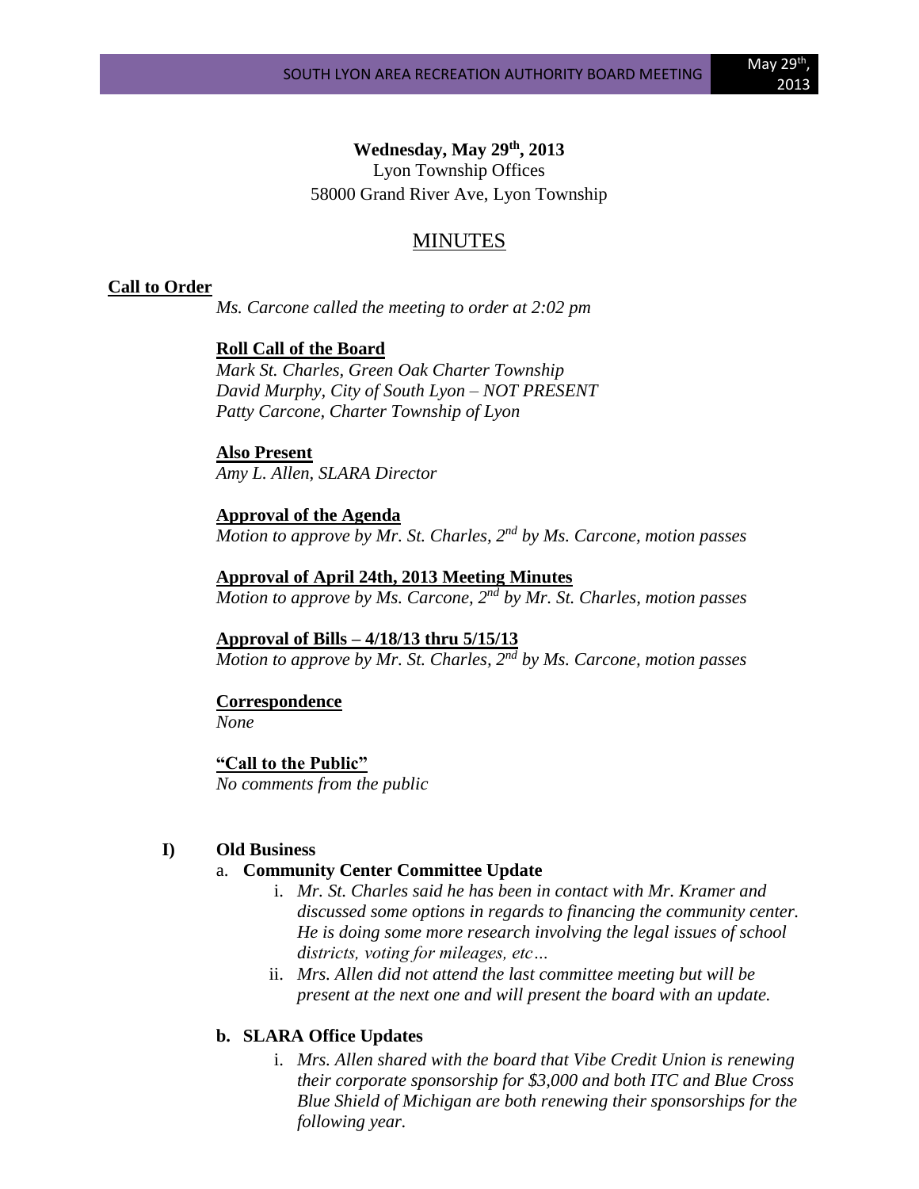**Wednesday, May 29th, 2013**
Lyon Township Offices
58000 Grand River Ave, Lyon Township

# MINUTES

## Call to Order

*Ms. Carcone called the meeting to order at 2:02 pm*

**Roll Call of the Board**
*Mark St. Charles, Green Oak Charter Township*
*David Murphy, City of South Lyon – NOT PRESENT*
*Patty Carcone, Charter Township of Lyon*

**Also Present**
*Amy L. Allen, SLARA Director*

**Approval of the Agenda**
*Motion to approve by Mr. St. Charles, 2nd by Ms. Carcone, motion passes*

**Approval of April 24th, 2013 Meeting Minutes**
*Motion to approve by Ms. Carcone, 2nd by Mr. St. Charles, motion passes*

**Approval of Bills – 4/18/13 thru 5/15/13**
*Motion to approve by Mr. St. Charles, 2nd by Ms. Carcone, motion passes*

**Correspondence**
*None*

**"Call to the Public"**
*No comments from the public*

## I) Old Business

a. **Community Center Committee Update**
   i. *Mr. St. Charles said he has been in contact with Mr. Kramer and discussed some options in regards to financing the community center. He is doing some more research involving the legal issues of school districts, voting for mileages, etc…*
   ii. *Mrs. Allen did not attend the last committee meeting but will be present at the next one and will present the board with an update.*

**b. SLARA Office Updates**
   i. *Mrs. Allen shared with the board that Vibe Credit Union is renewing their corporate sponsorship for $3,000 and both ITC and Blue Cross Blue Shield of Michigan are both renewing their sponsorships for the following year.*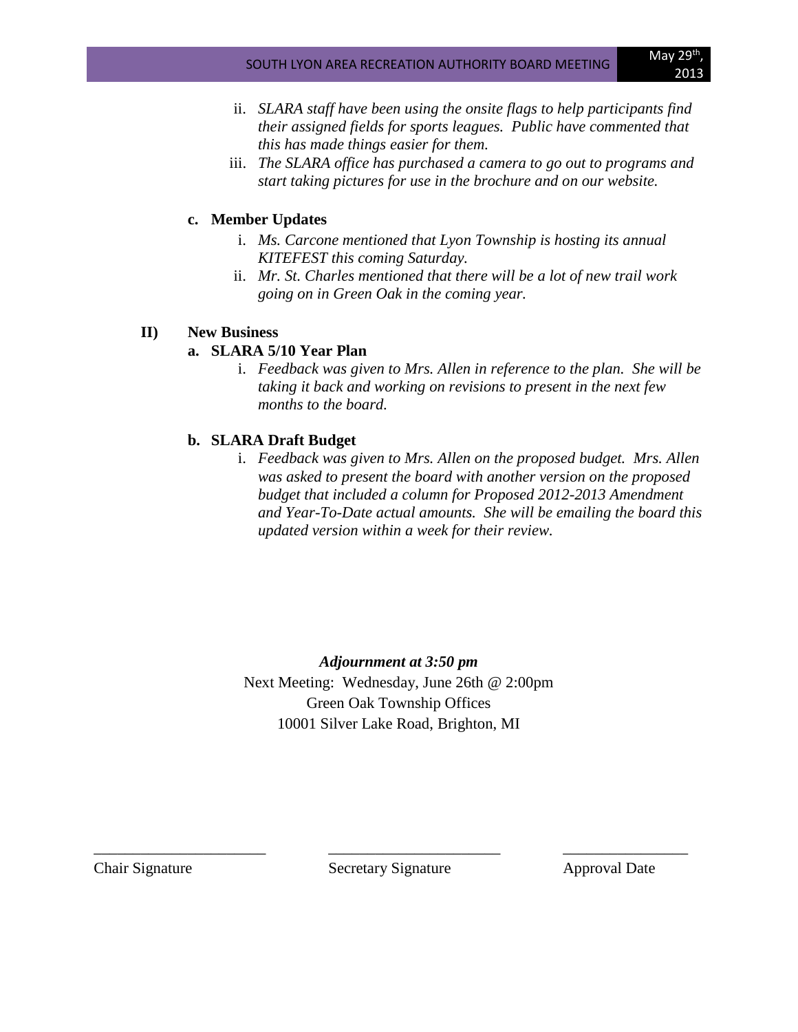ii. *SLARA staff have been using the onsite flags to help participants find their assigned fields for sports leagues. Public have commented that this has made things easier for them.*

iii. *The SLARA office has purchased a camera to go out to programs and start taking pictures for use in the brochure and on our website.*

**c. Member Updates**

i. *Ms. Carcone mentioned that Lyon Township is hosting its annual KITEFEST this coming Saturday.*

ii. *Mr. St. Charles mentioned that there will be a lot of new trail work going on in Green Oak in the coming year.*

**II) New Business**

**a. SLARA 5/10 Year Plan**

i. *Feedback was given to Mrs. Allen in reference to the plan. She will be taking it back and working on revisions to present in the next few months to the board.*

**b. SLARA Draft Budget**

i. *Feedback was given to Mrs. Allen on the proposed budget. Mrs. Allen was asked to present the board with another version on the proposed budget that included a column for Proposed 2012-2013 Amendment and Year-To-Date actual amounts. She will be emailing the board this updated version within a week for their review.*

***Adjournment at 3:50 pm***

Next Meeting: Wednesday, June 26th @ 2:00pm
Green Oak Township Offices
10001 Silver Lake Road, Brighton, MI

______________________ ______________________ ________________

Chair Signature Secretary Signature Approval Date